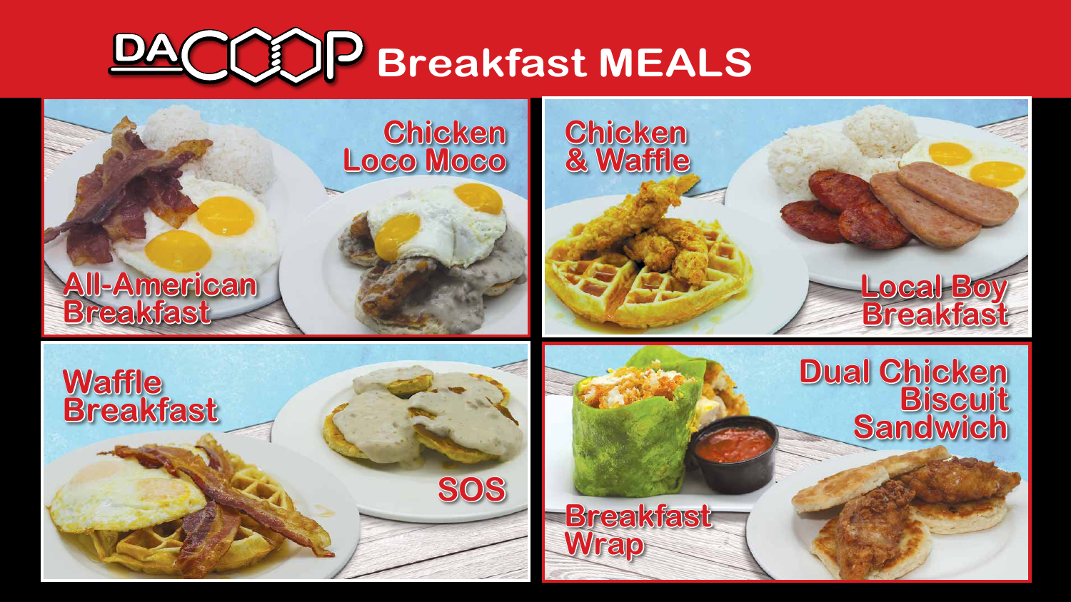# DACOOP Breakfast MEALS

- All-American Breakfast
- Chicken Loco Moco
- Chicken & Waffle
- Local Boy Breakfast
- Waffle Breakfast
- SOS
- Breakfast Wrap
- Dual Chicken Biscuit Sandwich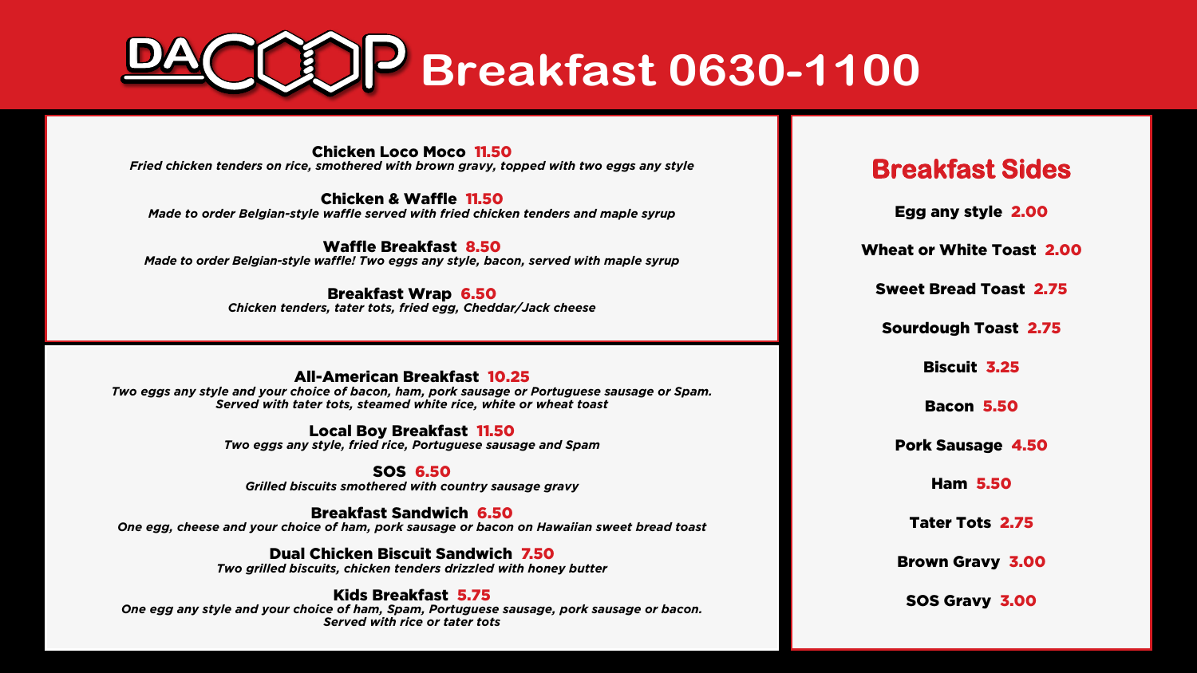# DA COOP Breakfast 0630-1100

**Chicken Loco Moco** 11.50
*Fried chicken tenders on rice, smothered with brown gravy, topped with two eggs any style*

**Chicken & Waffle** 11.50
*Made to order Belgian-style waffle served with fried chicken tenders and maple syrup*

**Waffle Breakfast** 8.50
*Made to order Belgian-style waffle! Two eggs any style, bacon, served with maple syrup*

**Breakfast Wrap** 6.50
*Chicken tenders, tater tots, fried egg, Cheddar/Jack cheese*

**All-American Breakfast** 10.25
*Two eggs any style and your choice of bacon, ham, pork sausage or Portuguese sausage or Spam. Served with tater tots, steamed white rice, white or wheat toast*

**Local Boy Breakfast** 11.50
*Two eggs any style, fried rice, Portuguese sausage and Spam*

**SOS** 6.50
*Grilled biscuits smothered with country sausage gravy*

**Breakfast Sandwich** 6.50
*One egg, cheese and your choice of ham, pork sausage or bacon on Hawaiian sweet bread toast*

**Dual Chicken Biscuit Sandwich** 7.50
*Two grilled biscuits, chicken tenders drizzled with honey butter*

**Kids Breakfast** 5.75
*One egg any style and your choice of ham, Spam, Portuguese sausage, pork sausage or bacon. Served with rice or tater tots*

## Breakfast Sides

**Egg any style** 2.00

**Wheat or White Toast** 2.00

**Sweet Bread Toast** 2.75

**Sourdough Toast** 2.75

**Biscuit** 3.25

**Bacon** 5.50

**Pork Sausage** 4.50

**Ham** 5.50

**Tater Tots** 2.75

**Brown Gravy** 3.00

**SOS Gravy** 3.00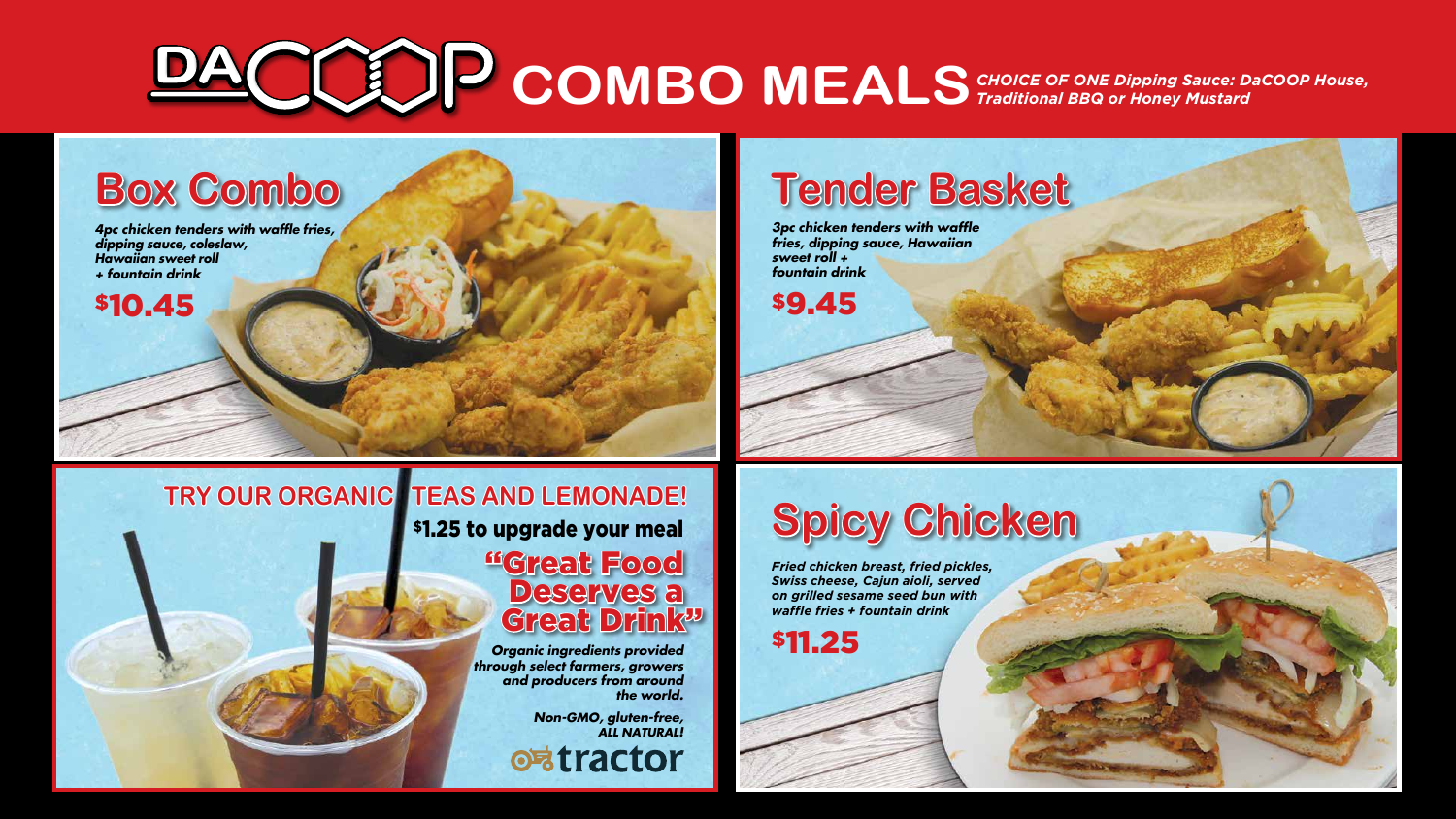# DACOOP COMBO MEALS

*CHOICE OF ONE Dipping Sauce: DaCOOP House, Traditional BBQ or Honey Mustard*

## Box Combo

*4pc chicken tenders with waffle fries, dipping sauce, coleslaw, Hawaiian sweet roll + fountain drink*

**$10.45**

## Tender Basket

*3pc chicken tenders with waffle fries, dipping sauce, Hawaiian sweet roll + fountain drink*

**$9.45**

## TRY OUR ORGANIC TEAS AND LEMONADE!

**$1.25 to upgrade your meal**

### "Great Food Deserves a Great Drink"

*Organic ingredients provided through select farmers, growers and producers from around the world.*

*Non-GMO, gluten-free, ALL NATURAL!*

tractor

## Spicy Chicken

*Fried chicken breast, fried pickles, Swiss cheese, Cajun aioli, served on grilled sesame seed bun with waffle fries + fountain drink*

**$11.25**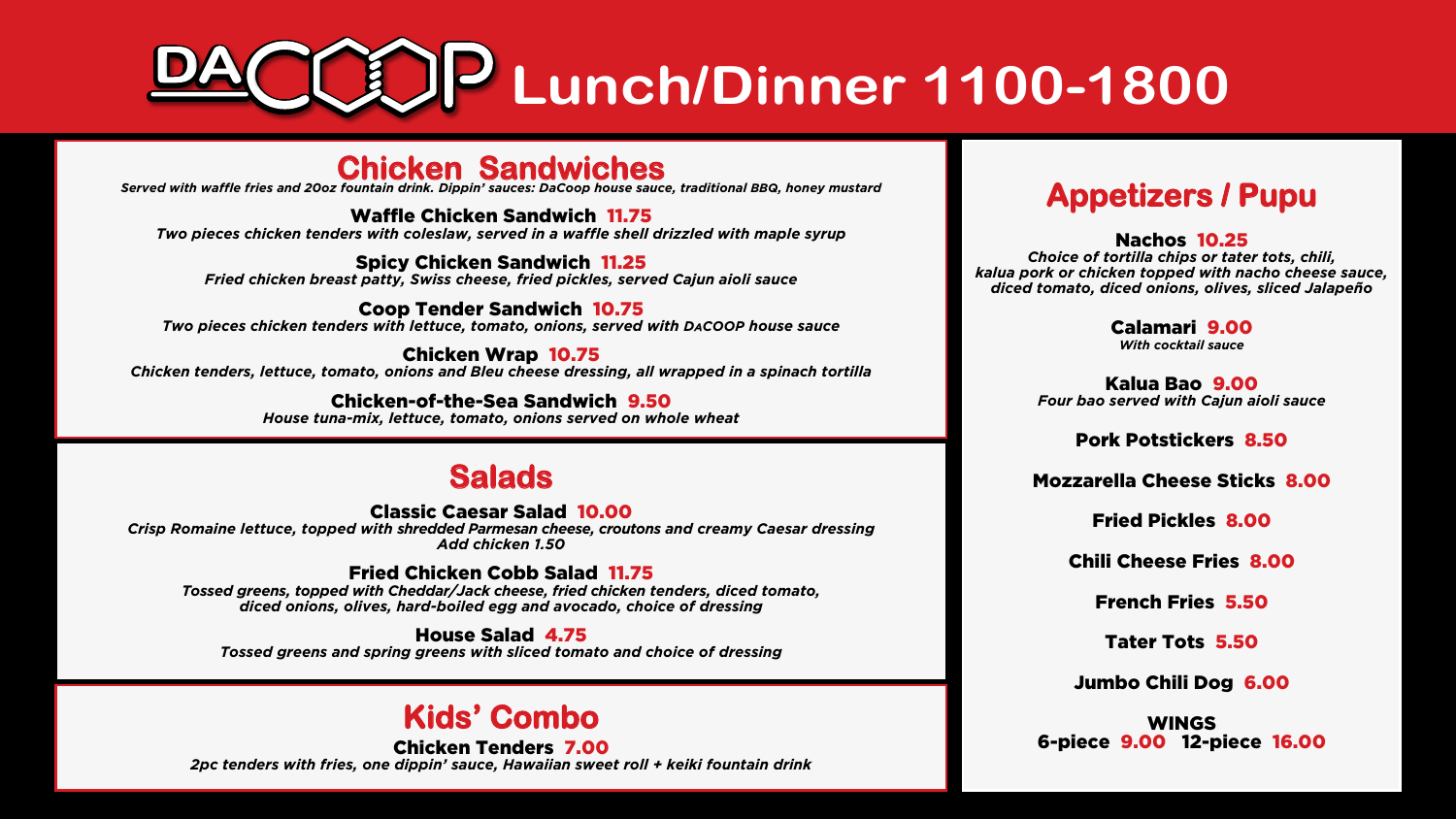# DACOOP Lunch/Dinner 1100-1800

## Chicken Sandwiches

*Served with waffle fries and 20oz fountain drink. Dippin' sauces: DaCoop house sauce, traditional BBQ, honey mustard*

**Waffle Chicken Sandwich** 11.75
*Two pieces chicken tenders with coleslaw, served in a waffle shell drizzled with maple syrup*

**Spicy Chicken Sandwich** 11.25
*Fried chicken breast patty, Swiss cheese, fried pickles, served Cajun aioli sauce*

**Coop Tender Sandwich** 10.75
*Two pieces chicken tenders with lettuce, tomato, onions, served with DACOOP house sauce*

**Chicken Wrap** 10.75
*Chicken tenders, lettuce, tomato, onions and Bleu cheese dressing, all wrapped in a spinach tortilla*

**Chicken-of-the-Sea Sandwich** 9.50
*House tuna-mix, lettuce, tomato, onions served on whole wheat*

## Salads

**Classic Caesar Salad** 10.00
*Crisp Romaine lettuce, topped with shredded Parmesan cheese, croutons and creamy Caesar dressing*
*Add chicken 1.50*

**Fried Chicken Cobb Salad** 11.75
*Tossed greens, topped with Cheddar/Jack cheese, fried chicken tenders, diced tomato, diced onions, olives, hard-boiled egg and avocado, choice of dressing*

**House Salad** 4.75
*Tossed greens and spring greens with sliced tomato and choice of dressing*

## Kids' Combo

**Chicken Tenders** 7.00
*2pc tenders with fries, one dippin' sauce, Hawaiian sweet roll + keiki fountain drink*

## Appetizers / Pupu

**Nachos** 10.25
*Choice of tortilla chips or tater tots, chili, kalua pork or chicken topped with nacho cheese sauce, diced tomato, diced onions, olives, sliced Jalapeño*

**Calamari** 9.00
*With cocktail sauce*

**Kalua Bao** 9.00
*Four bao served with Cajun aioli sauce*

**Pork Potstickers** 8.50

**Mozzarella Cheese Sticks** 8.00

**Fried Pickles** 8.00

**Chili Cheese Fries** 8.00

**French Fries** 5.50

**Tater Tots** 5.50

**Jumbo Chili Dog** 6.00

**WINGS**
**6-piece** 9.00 **12-piece** 16.00